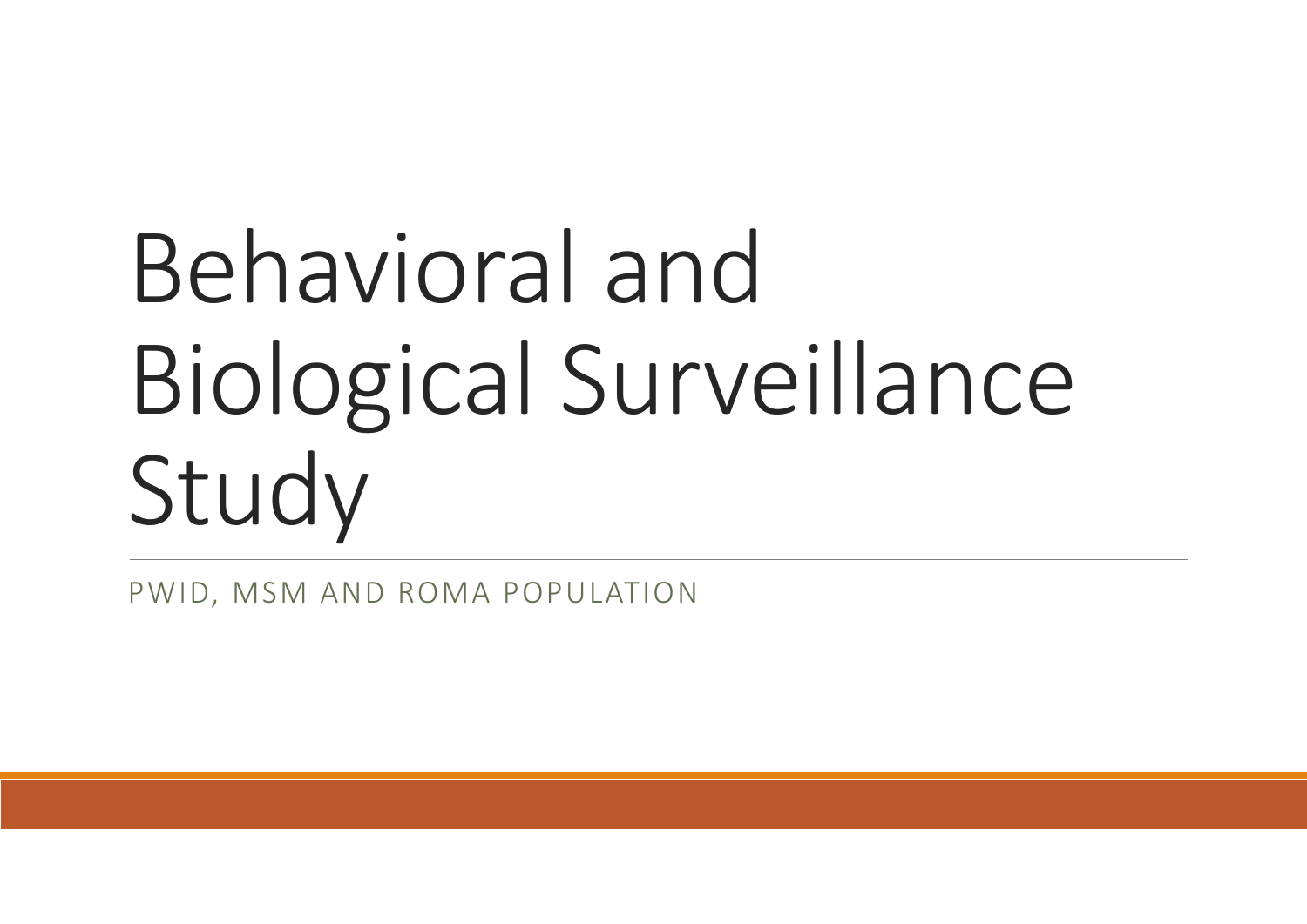# Behavioral and Biological Surveillance Study

PWID, MSM AND ROMA POPULATION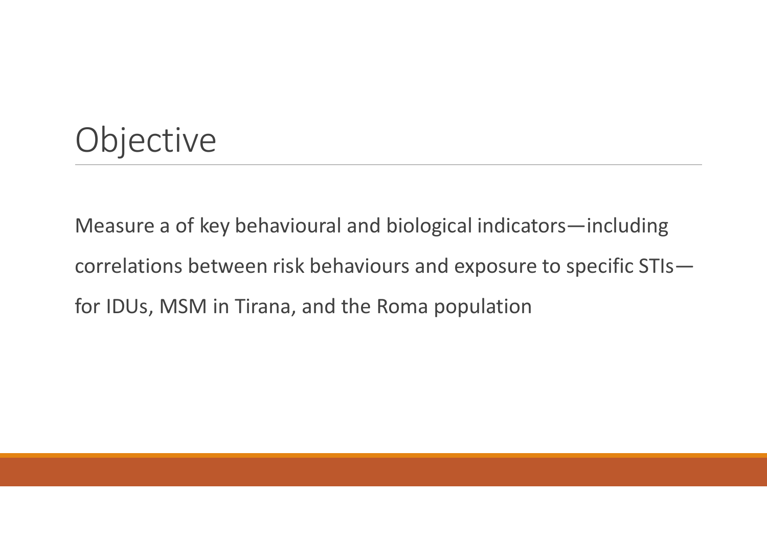# Objective

Measure a of key behavioural and biological indicators—including correlations between risk behaviours and exposure to specific STIs—for IDUs, MSM in Tirana, and the Roma population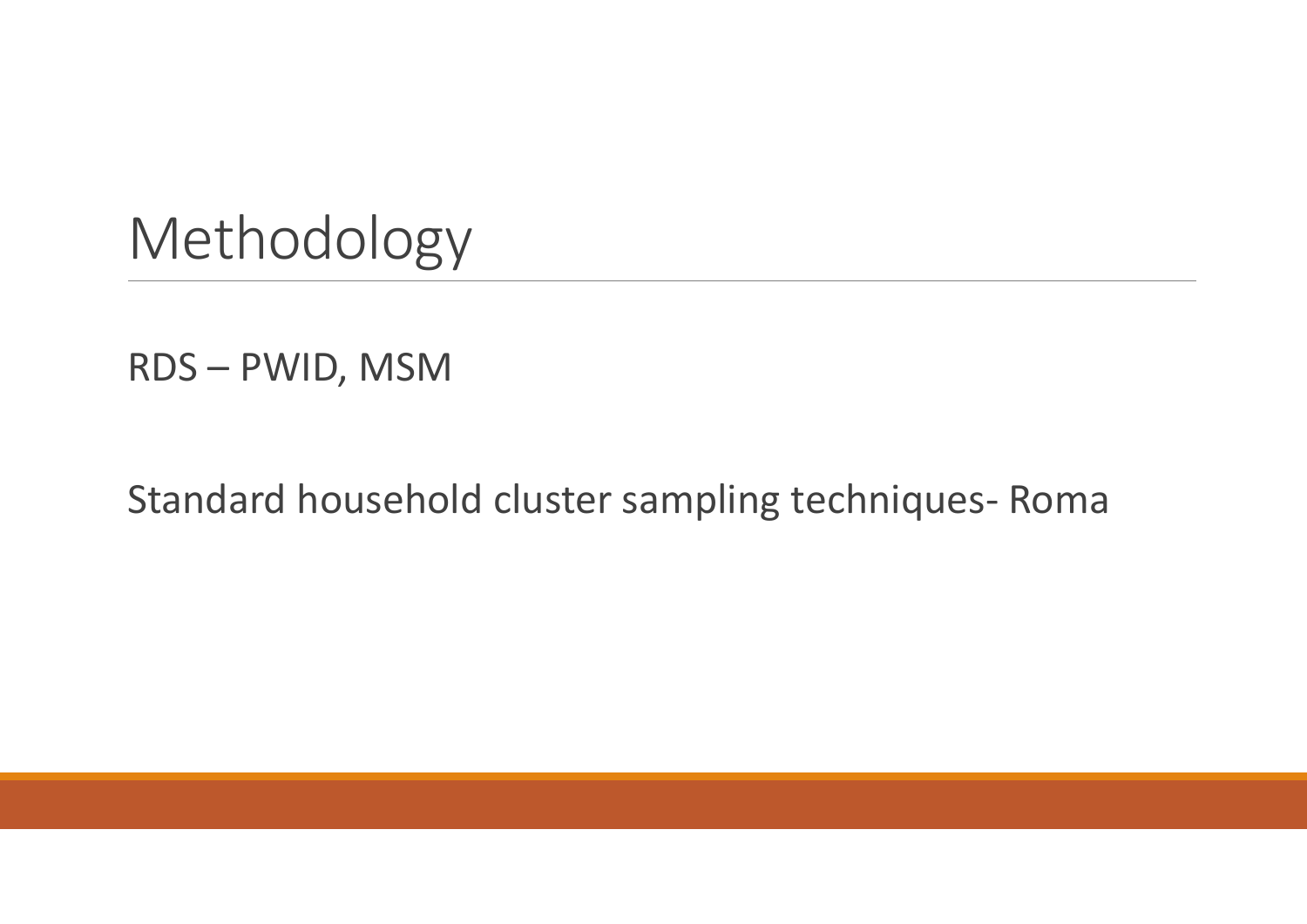# Methodology

RDS – PWID, MSM

Standard household cluster sampling techniques- Roma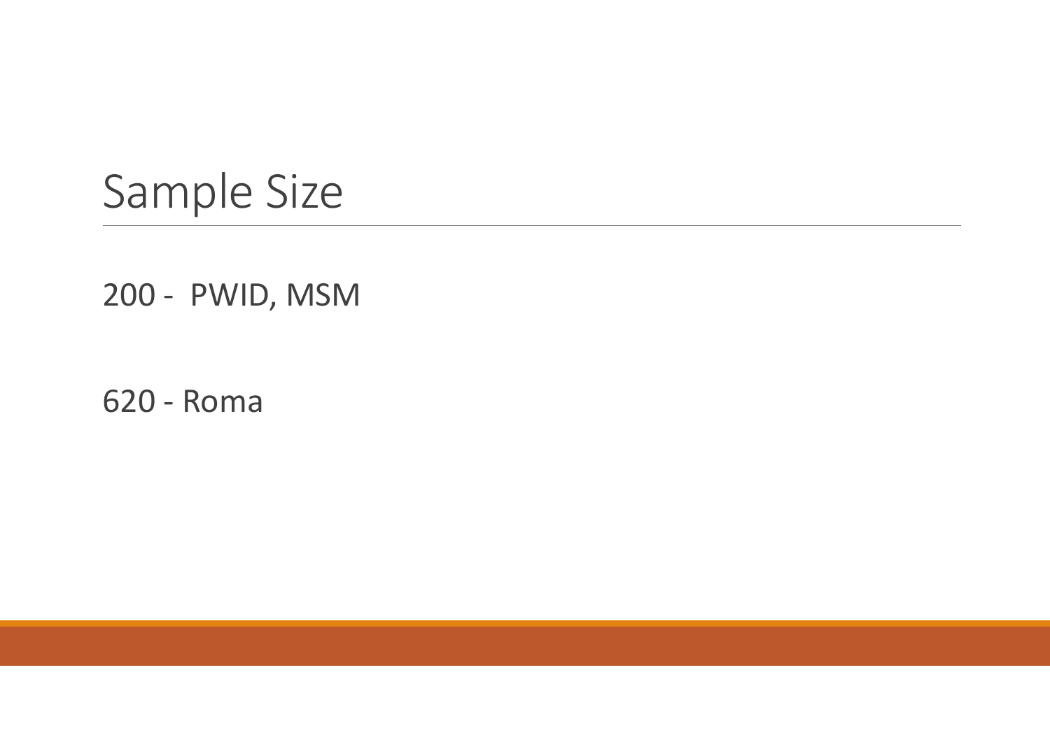# Sample Size

200 - PWID, MSM

620 - Roma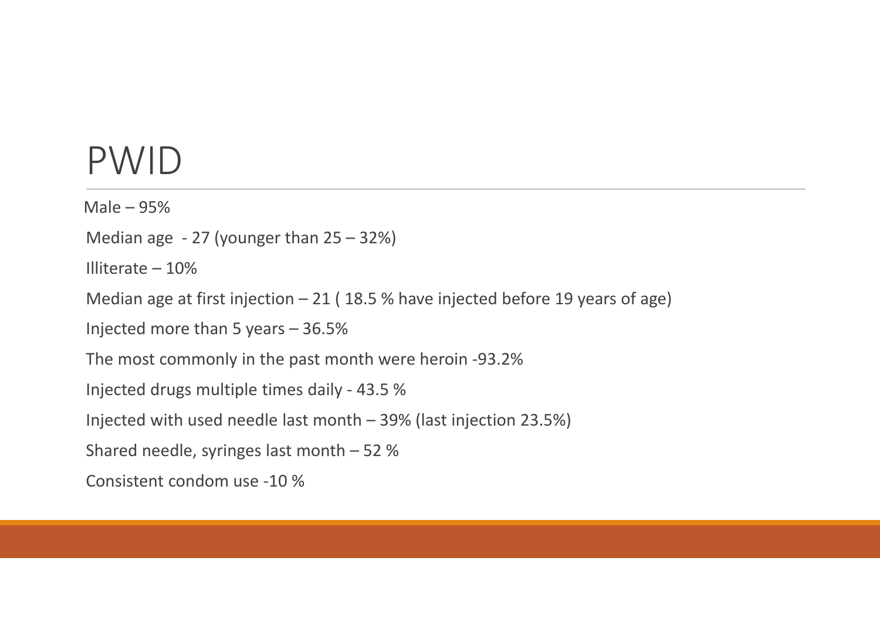# PWID

Male – 95%

Median age - 27 (younger than 25 – 32%)

Illiterate – 10%

Median age at first injection – 21 ( 18.5 % have injected before 19 years of age)

Injected more than 5 years – 36.5%

The most commonly in the past month were heroin -93.2%

Injected drugs multiple times daily - 43.5 %

Injected with used needle last month – 39% (last injection 23.5%)

Shared needle, syringes last month – 52 %

Consistent condom use -10 %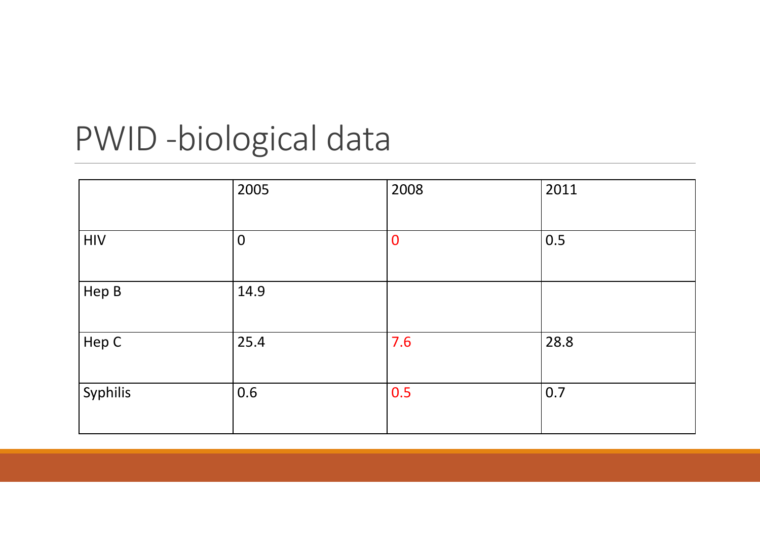# PWID -biological data

| | 2005 | 2008 | 2011 |
|---|---|---|---|
| HIV | 0 | 0 | 0.5 |
| Hep B | 14.9 | | |
| Hep C | 25.4 | 7.6 | 28.8 |
| Syphilis | 0.6 | 0.5 | 0.7 |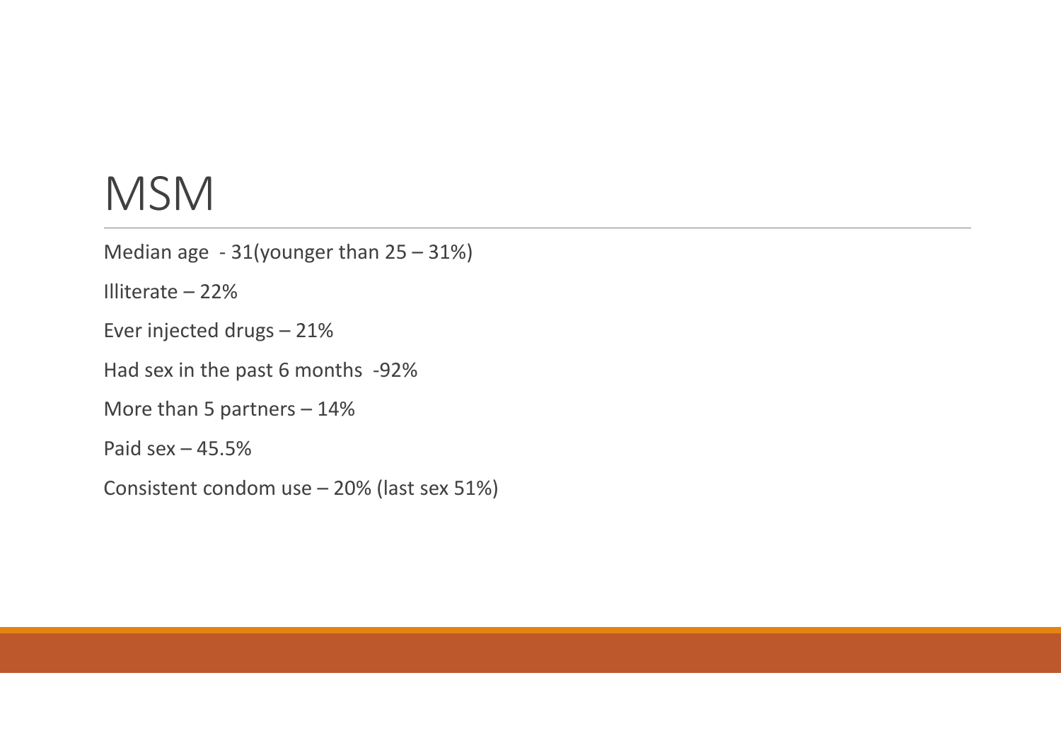# MSM

Median age  - 31(younger than 25 – 31%)

Illiterate – 22%

Ever injected drugs – 21%

Had sex in the past 6 months  -92%

More than 5 partners – 14%

Paid sex – 45.5%

Consistent condom use – 20% (last sex 51%)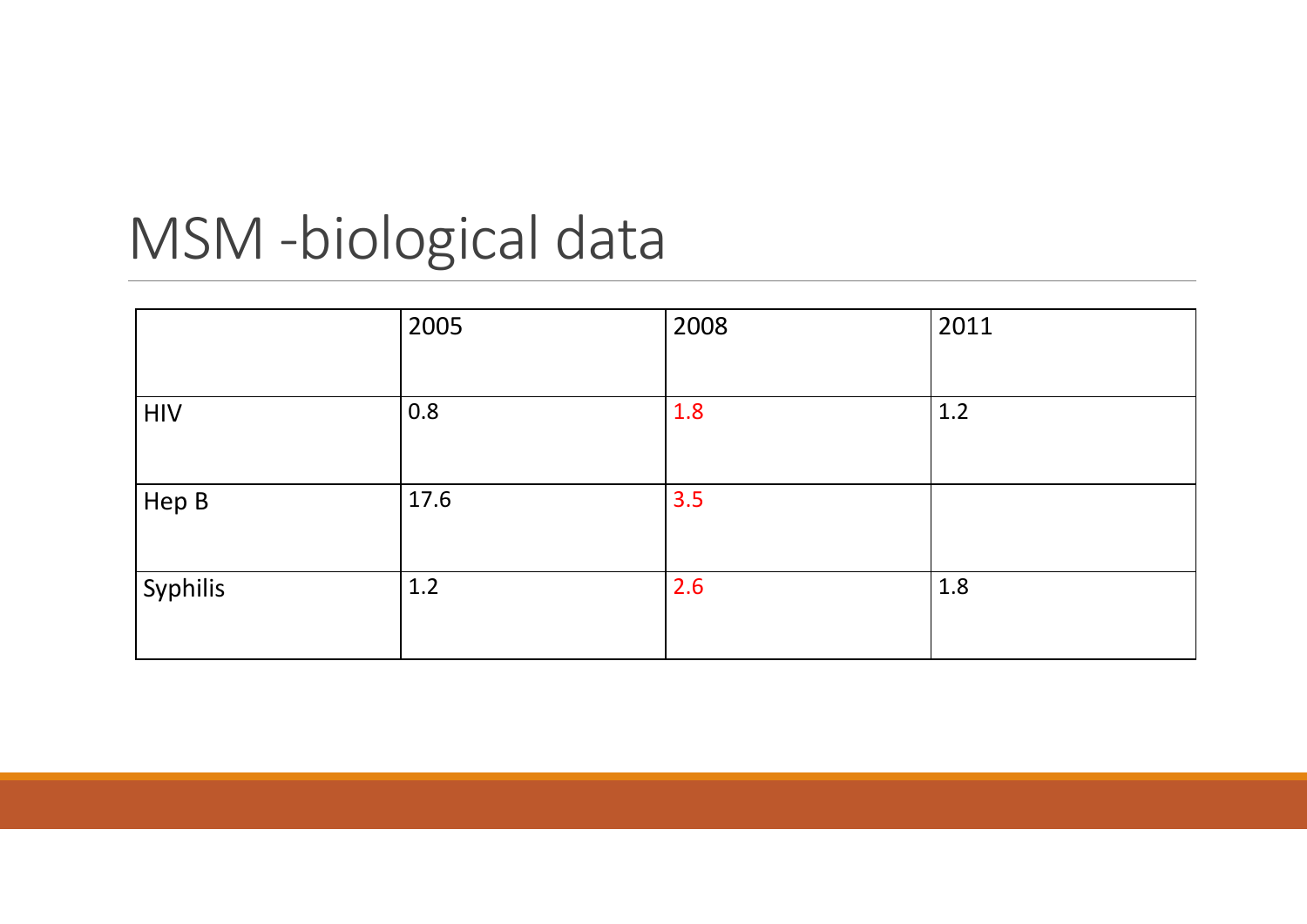# MSM -biological data

| | 2005 | 2008 | 2011 |
|---|---|---|---|
| HIV | 0.8 | 1.8 | 1.2 |
| Hep B | 17.6 | 3.5 | |
| Syphilis | 1.2 | 2.6 | 1.8 |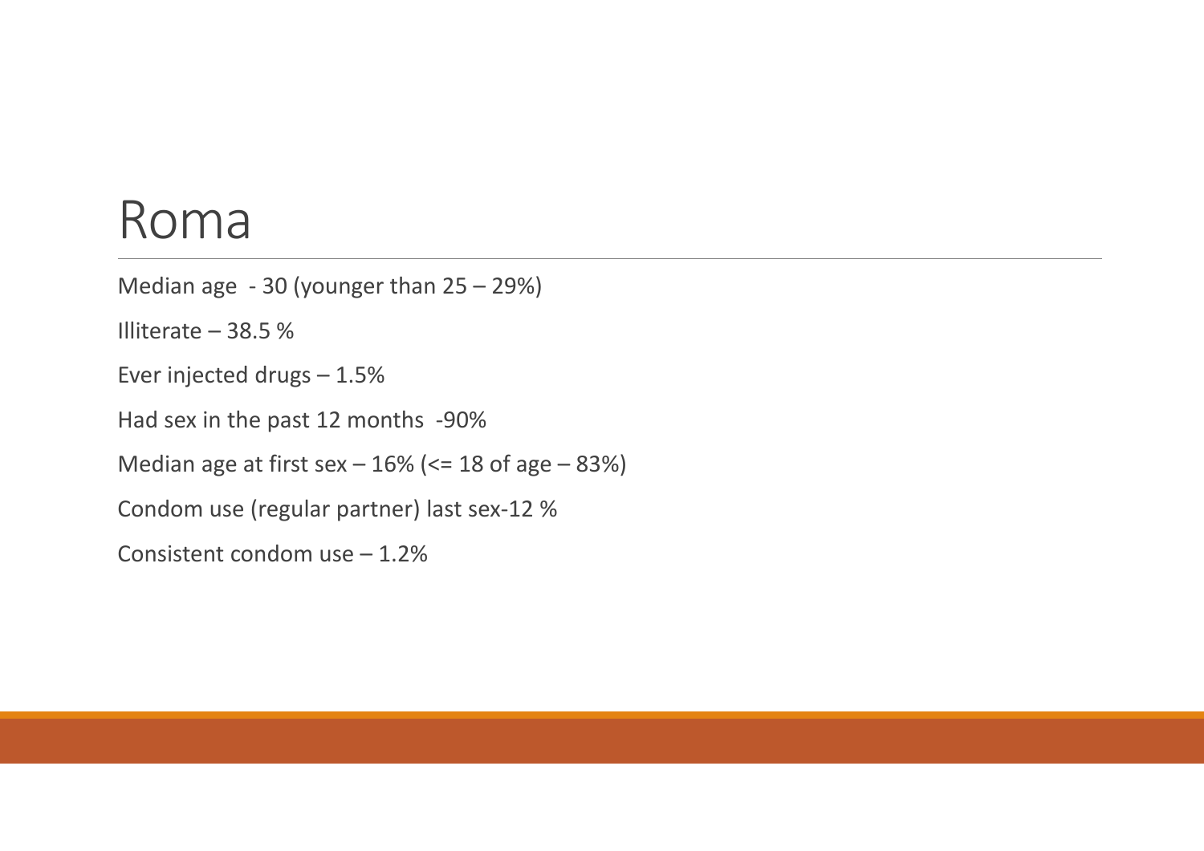# Roma

Median age - 30 (younger than 25 – 29%)

Illiterate – 38.5 %

Ever injected drugs – 1.5%

Had sex in the past 12 months -90%

Median age at first sex – 16% (<= 18 of age – 83%)

Condom use (regular partner) last sex-12 %

Consistent condom use – 1.2%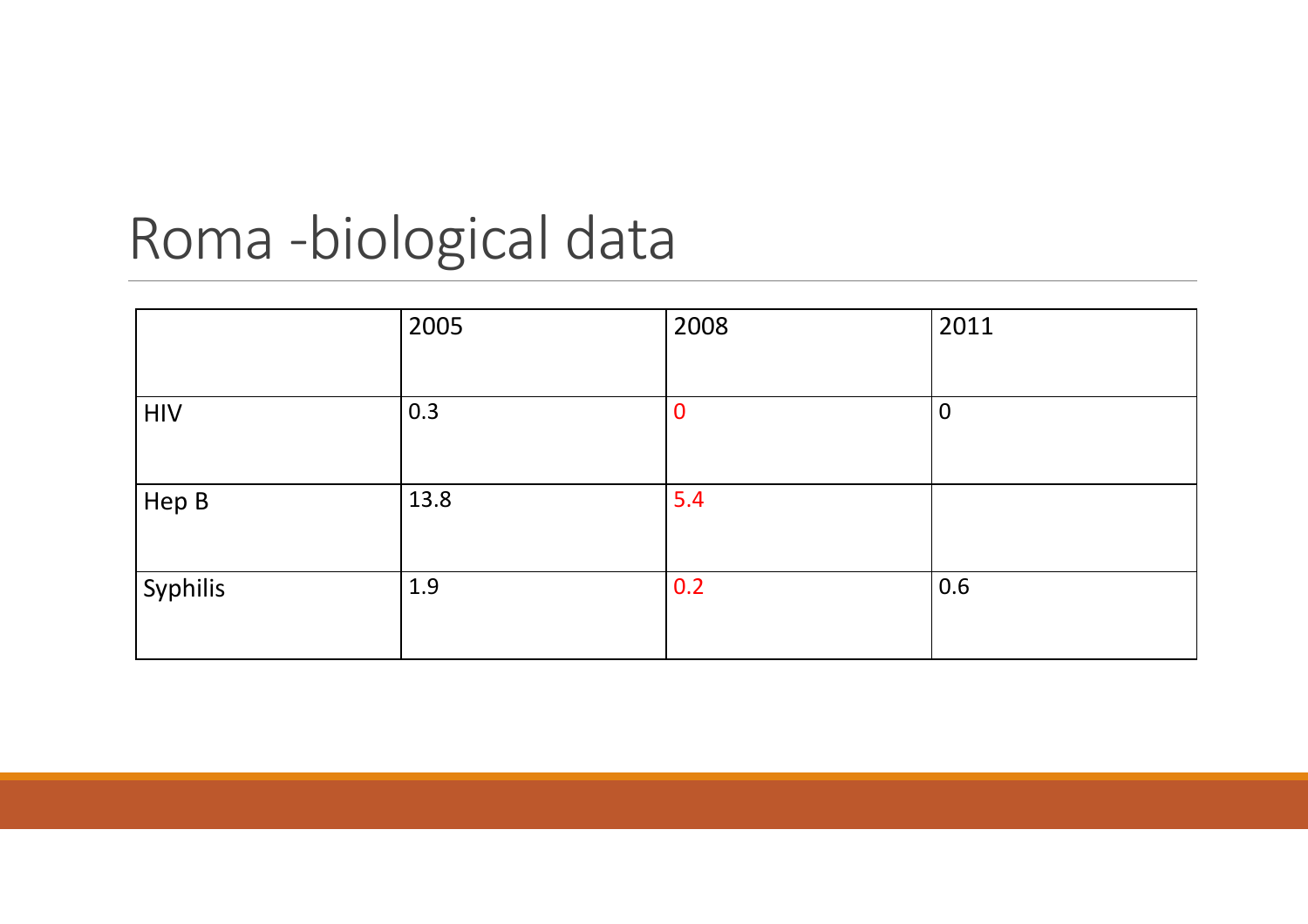# Roma -biological data

| | 2005 | 2008 | 2011 |
|---|---|---|---|
| HIV | 0.3 | 0 | 0 |
| Hep B | 13.8 | 5.4 | |
| Syphilis | 1.9 | 0.2 | 0.6 |